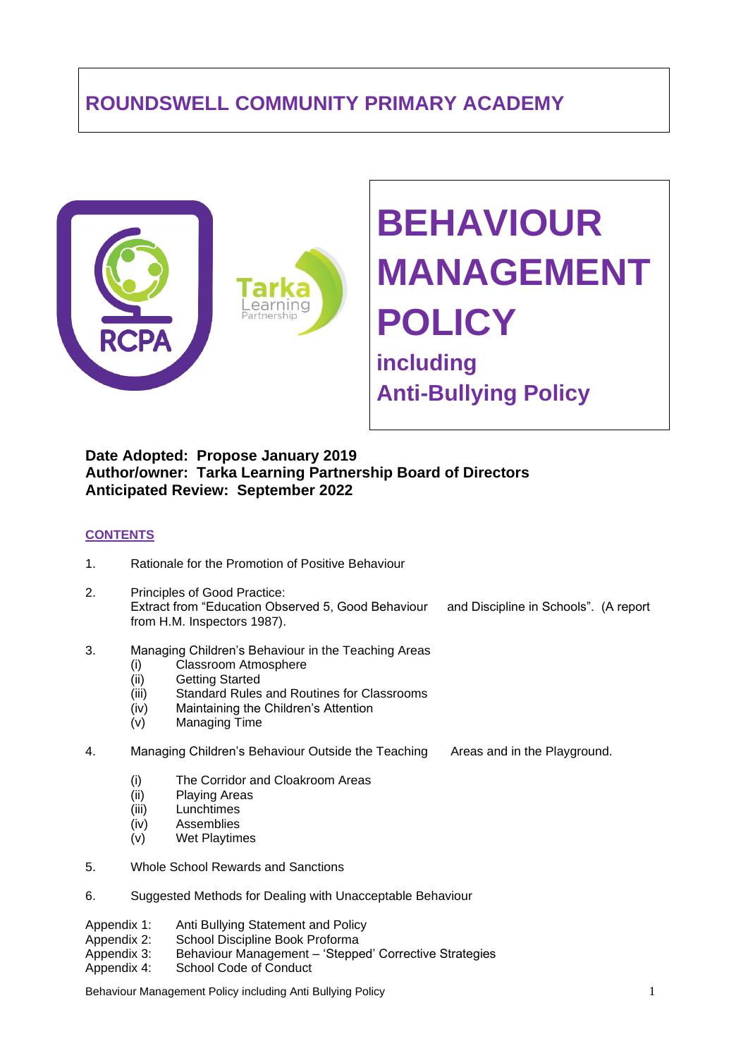# ROUNDSWELL COMMUNITY PRIMARY ACADEMY

# BEHAVIOUR MANAGEMENT POLICY

## including Anti-Bullying Policy

**Date Adopted: Propose January 2019**
**Author/owner: Tarka Learning Partnership Board of Directors**
**Anticipated Review: September 2022**

**CONTENTS**

1. Rationale for the Promotion of Positive Behaviour
2. Principles of Good Practice:
   Extract from "Education Observed 5, Good Behaviour and Discipline in Schools". (A report from H.M. Inspectors 1987).
3. Managing Children's Behaviour in the Teaching Areas
   - (i) Classroom Atmosphere
   - (ii) Getting Started
   - (iii) Standard Rules and Routines for Classrooms
   - (iv) Maintaining the Children's Attention
   - (v) Managing Time
4. Managing Children's Behaviour Outside the Teaching Areas and in the Playground.
   - (i) The Corridor and Cloakroom Areas
   - (ii) Playing Areas
   - (iii) Lunchtimes
   - (iv) Assemblies
   - (v) Wet Playtimes
5. Whole School Rewards and Sanctions
6. Suggested Methods for Dealing with Unacceptable Behaviour

Appendix 1: Anti Bullying Statement and Policy
Appendix 2: School Discipline Book Proforma
Appendix 3: Behaviour Management – 'Stepped' Corrective Strategies
Appendix 4: School Code of Conduct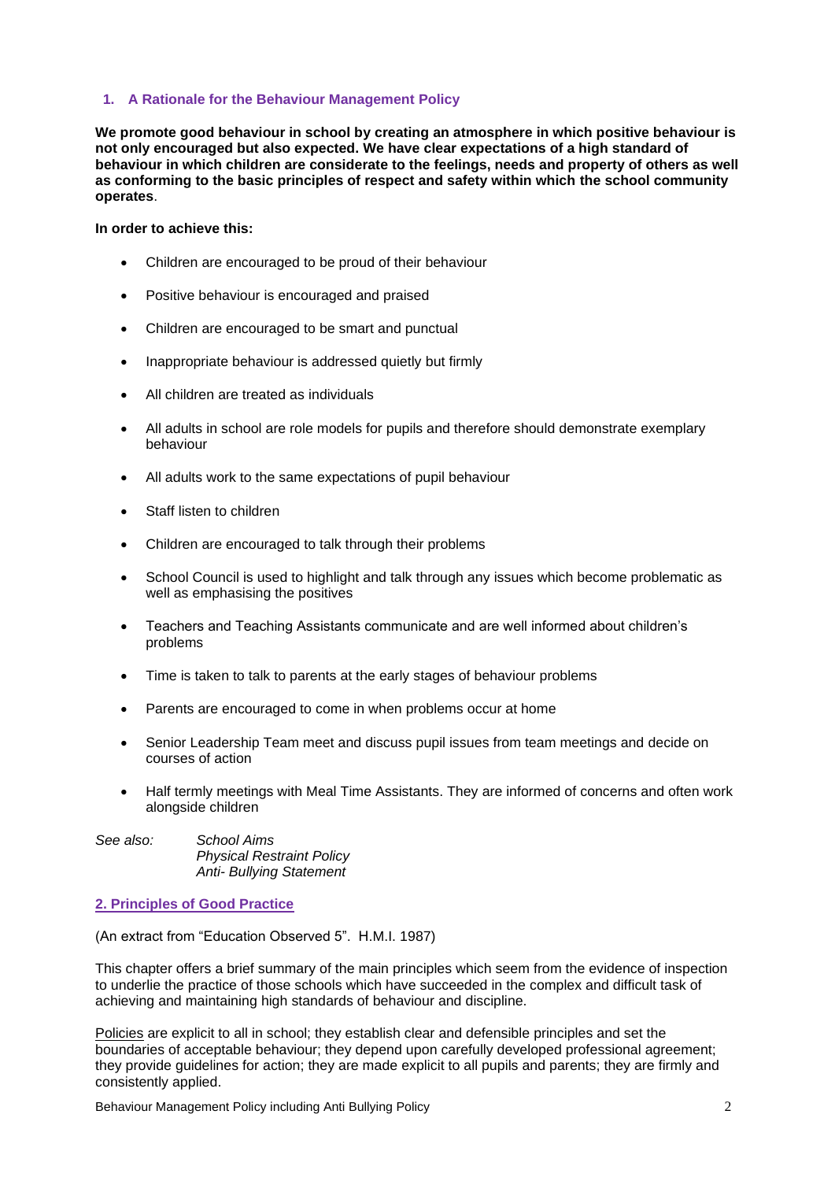## 1. A Rationale for the Behaviour Management Policy

**We promote good behaviour in school by creating an atmosphere in which positive behaviour is not only encouraged but also expected. We have clear expectations of a high standard of behaviour in which children are considerate to the feelings, needs and property of others as well as conforming to the basic principles of respect and safety within which the school community operates**.

**In order to achieve this:**

- Children are encouraged to be proud of their behaviour
- Positive behaviour is encouraged and praised
- Children are encouraged to be smart and punctual
- Inappropriate behaviour is addressed quietly but firmly
- All children are treated as individuals
- All adults in school are role models for pupils and therefore should demonstrate exemplary behaviour
- All adults work to the same expectations of pupil behaviour
- Staff listen to children
- Children are encouraged to talk through their problems
- School Council is used to highlight and talk through any issues which become problematic as well as emphasising the positives
- Teachers and Teaching Assistants communicate and are well informed about children's problems
- Time is taken to talk to parents at the early stages of behaviour problems
- Parents are encouraged to come in when problems occur at home
- Senior Leadership Team meet and discuss pupil issues from team meetings and decide on courses of action
- Half termly meetings with Meal Time Assistants. They are informed of concerns and often work alongside children

*See also:* *School Aims*
*Physical Restraint Policy*
*Anti- Bullying Statement*

## 2. Principles of Good Practice

(An extract from "Education Observed 5". H.M.I. 1987)

This chapter offers a brief summary of the main principles which seem from the evidence of inspection to underlie the practice of those schools which have succeeded in the complex and difficult task of achieving and maintaining high standards of behaviour and discipline.

Policies are explicit to all in school; they establish clear and defensible principles and set the boundaries of acceptable behaviour; they depend upon carefully developed professional agreement; they provide guidelines for action; they are made explicit to all pupils and parents; they are firmly and consistently applied.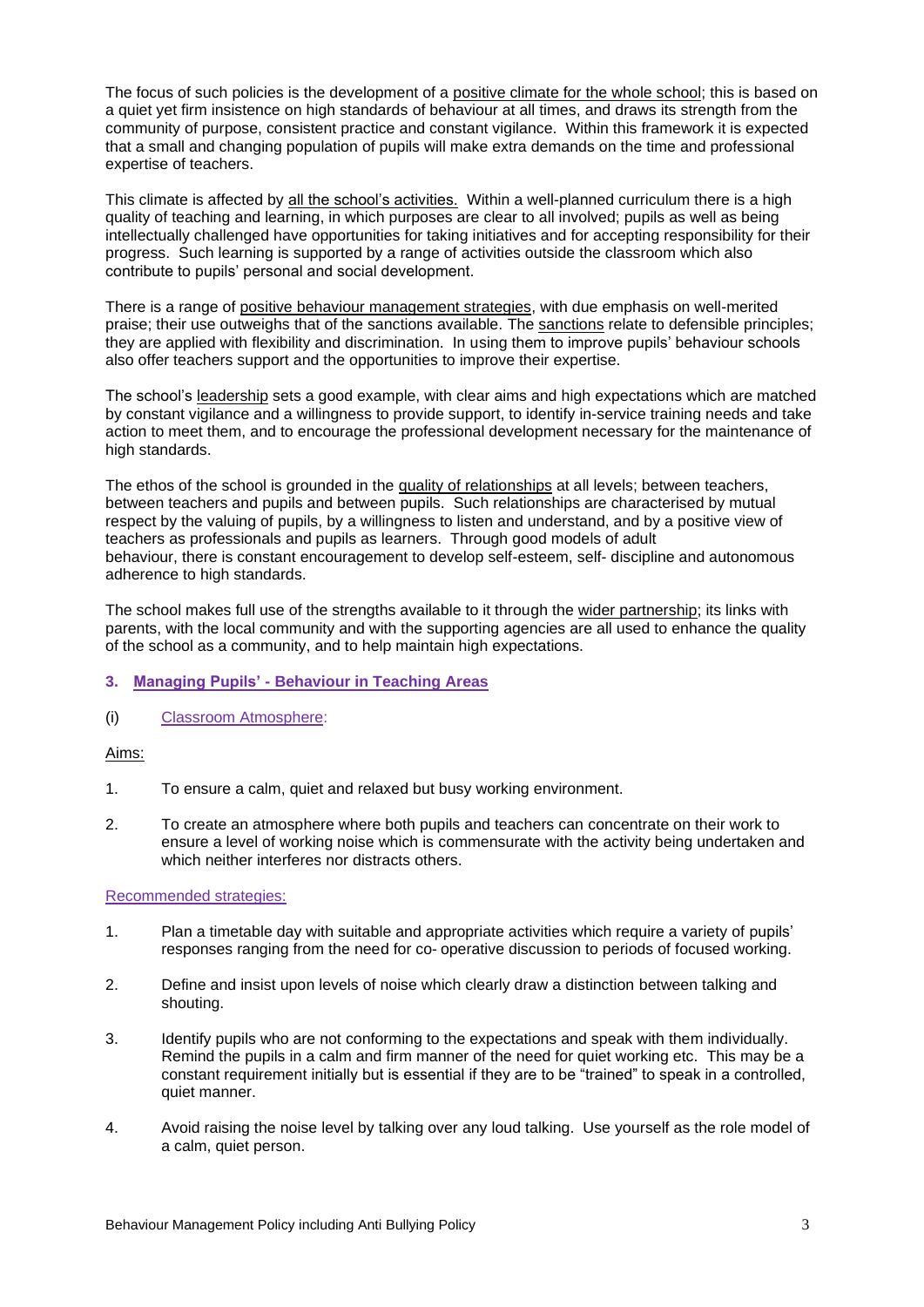The focus of such policies is the development of a positive climate for the whole school; this is based on a quiet yet firm insistence on high standards of behaviour at all times, and draws its strength from the community of purpose, consistent practice and constant vigilance. Within this framework it is expected that a small and changing population of pupils will make extra demands on the time and professional expertise of teachers.

This climate is affected by all the school's activities. Within a well-planned curriculum there is a high quality of teaching and learning, in which purposes are clear to all involved; pupils as well as being intellectually challenged have opportunities for taking initiatives and for accepting responsibility for their progress. Such learning is supported by a range of activities outside the classroom which also contribute to pupils' personal and social development.

There is a range of positive behaviour management strategies, with due emphasis on well-merited praise; their use outweighs that of the sanctions available. The sanctions relate to defensible principles; they are applied with flexibility and discrimination. In using them to improve pupils' behaviour schools also offer teachers support and the opportunities to improve their expertise.

The school's leadership sets a good example, with clear aims and high expectations which are matched by constant vigilance and a willingness to provide support, to identify in-service training needs and take action to meet them, and to encourage the professional development necessary for the maintenance of high standards.

The ethos of the school is grounded in the quality of relationships at all levels; between teachers, between teachers and pupils and between pupils. Such relationships are characterised by mutual respect by the valuing of pupils, by a willingness to listen and understand, and by a positive view of teachers as professionals and pupils as learners. Through good models of adult behaviour, there is constant encouragement to develop self-esteem, self- discipline and autonomous adherence to high standards.

The school makes full use of the strengths available to it through the wider partnership; its links with parents, with the local community and with the supporting agencies are all used to enhance the quality of the school as a community, and to help maintain high expectations.

## 3. Managing Pupils' - Behaviour in Teaching Areas

### (i) Classroom Atmosphere:

Aims:

1. To ensure a calm, quiet and relaxed but busy working environment.
2. To create an atmosphere where both pupils and teachers can concentrate on their work to ensure a level of working noise which is commensurate with the activity being undertaken and which neither interferes nor distracts others.

Recommended strategies:

1. Plan a timetable day with suitable and appropriate activities which require a variety of pupils' responses ranging from the need for co- operative discussion to periods of focused working.
2. Define and insist upon levels of noise which clearly draw a distinction between talking and shouting.
3. Identify pupils who are not conforming to the expectations and speak with them individually. Remind the pupils in a calm and firm manner of the need for quiet working etc. This may be a constant requirement initially but is essential if they are to be "trained" to speak in a controlled, quiet manner.
4. Avoid raising the noise level by talking over any loud talking. Use yourself as the role model of a calm, quiet person.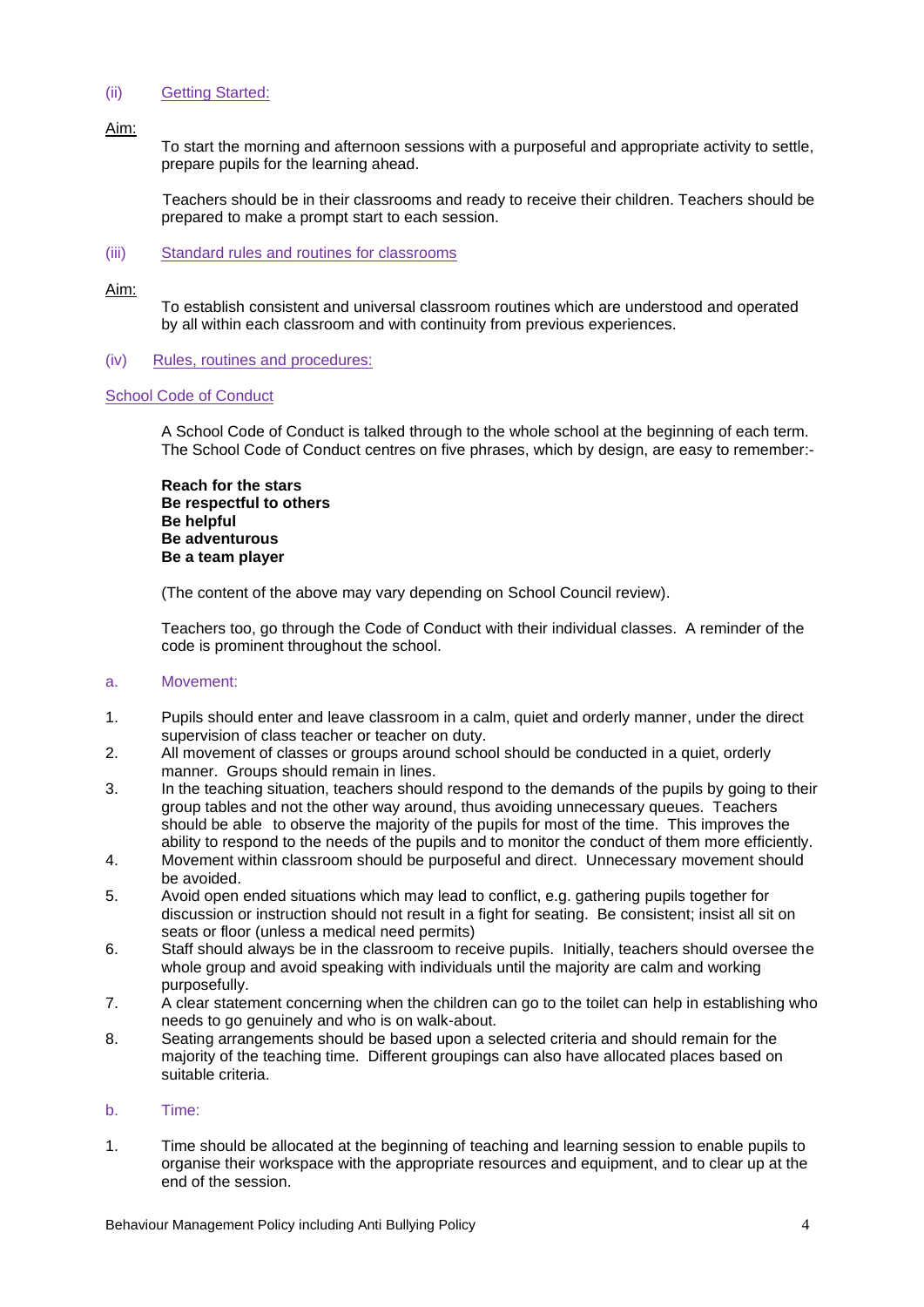### (ii) Getting Started:

Aim:

To start the morning and afternoon sessions with a purposeful and appropriate activity to settle, prepare pupils for the learning ahead.

Teachers should be in their classrooms and ready to receive their children. Teachers should be prepared to make a prompt start to each session.

### (iii) Standard rules and routines for classrooms

Aim:

To establish consistent and universal classroom routines which are understood and operated by all within each classroom and with continuity from previous experiences.

### (iv) Rules, routines and procedures:

#### School Code of Conduct

A School Code of Conduct is talked through to the whole school at the beginning of each term. The School Code of Conduct centres on five phrases, which by design, are easy to remember:-

**Reach for the stars**
**Be respectful to others**
**Be helpful**
**Be adventurous**
**Be a team player**

(The content of the above may vary depending on School Council review).

Teachers too, go through the Code of Conduct with their individual classes. A reminder of the code is prominent throughout the school.

#### a. Movement:

1. Pupils should enter and leave classroom in a calm, quiet and orderly manner, under the direct supervision of class teacher or teacher on duty.
2. All movement of classes or groups around school should be conducted in a quiet, orderly manner. Groups should remain in lines.
3. In the teaching situation, teachers should respond to the demands of the pupils by going to their group tables and not the other way around, thus avoiding unnecessary queues. Teachers should be able to observe the majority of the pupils for most of the time. This improves the ability to respond to the needs of the pupils and to monitor the conduct of them more efficiently.
4. Movement within classroom should be purposeful and direct. Unnecessary movement should be avoided.
5. Avoid open ended situations which may lead to conflict, e.g. gathering pupils together for discussion or instruction should not result in a fight for seating. Be consistent; insist all sit on seats or floor (unless a medical need permits)
6. Staff should always be in the classroom to receive pupils. Initially, teachers should oversee the whole group and avoid speaking with individuals until the majority are calm and working purposefully.
7. A clear statement concerning when the children can go to the toilet can help in establishing who needs to go genuinely and who is on walk-about.
8. Seating arrangements should be based upon a selected criteria and should remain for the majority of the teaching time. Different groupings can also have allocated places based on suitable criteria.

#### b. Time:

1. Time should be allocated at the beginning of teaching and learning session to enable pupils to organise their workspace with the appropriate resources and equipment, and to clear up at the end of the session.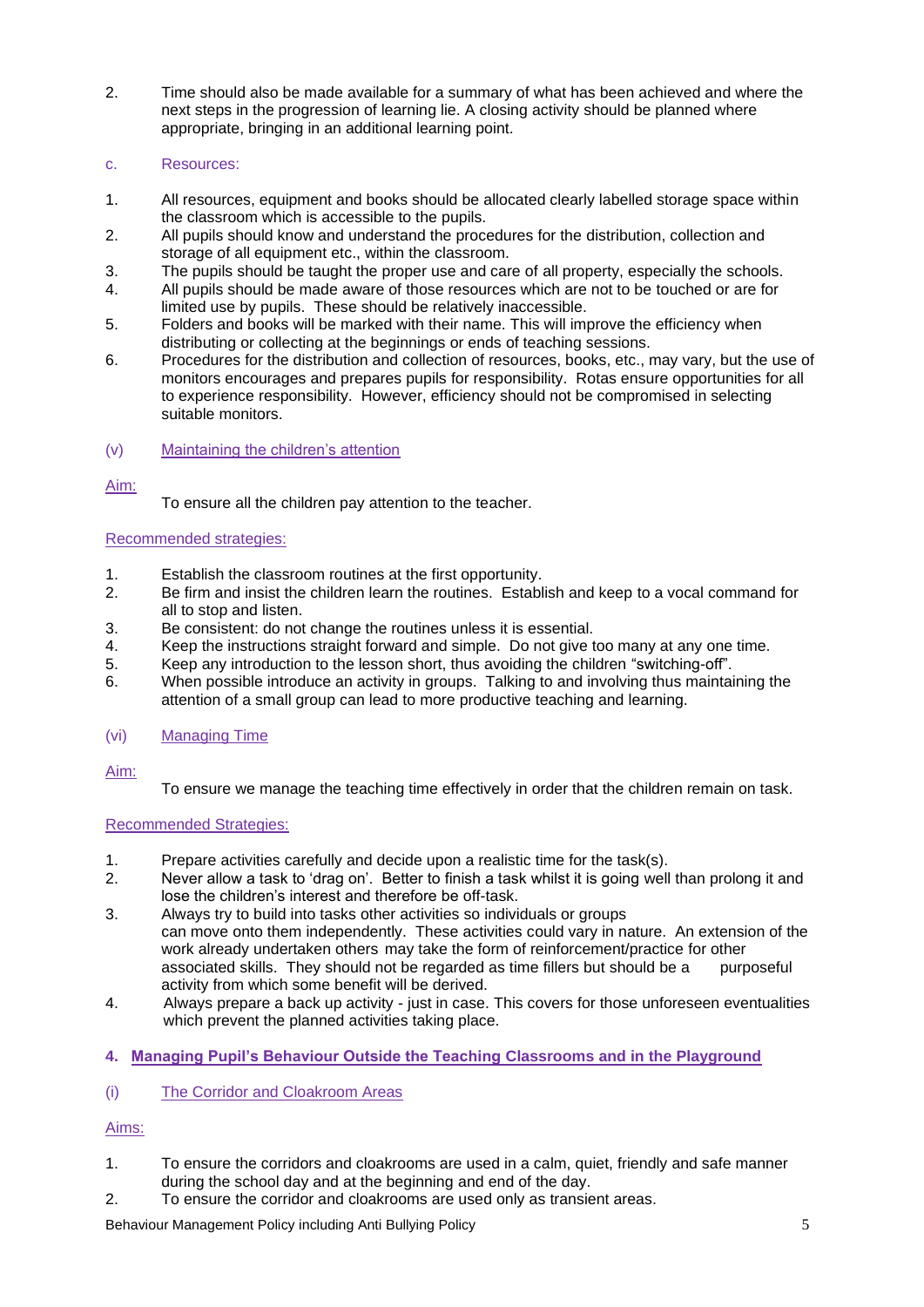2. Time should also be made available for a summary of what has been achieved and where the next steps in the progression of learning lie. A closing activity should be planned where appropriate, bringing in an additional learning point.

c. Resources:

1. All resources, equipment and books should be allocated clearly labelled storage space within the classroom which is accessible to the pupils.
2. All pupils should know and understand the procedures for the distribution, collection and storage of all equipment etc., within the classroom.
3. The pupils should be taught the proper use and care of all property, especially the schools.
4. All pupils should be made aware of those resources which are not to be touched or are for limited use by pupils. These should be relatively inaccessible.
5. Folders and books will be marked with their name. This will improve the efficiency when distributing or collecting at the beginnings or ends of teaching sessions.
6. Procedures for the distribution and collection of resources, books, etc., may vary, but the use of monitors encourages and prepares pupils for responsibility. Rotas ensure opportunities for all to experience responsibility. However, efficiency should not be compromised in selecting suitable monitors.

(v) Maintaining the children's attention

Aim:

To ensure all the children pay attention to the teacher.

Recommended strategies:

1. Establish the classroom routines at the first opportunity.
2. Be firm and insist the children learn the routines. Establish and keep to a vocal command for all to stop and listen.
3. Be consistent: do not change the routines unless it is essential.
4. Keep the instructions straight forward and simple. Do not give too many at any one time.
5. Keep any introduction to the lesson short, thus avoiding the children "switching-off".
6. When possible introduce an activity in groups. Talking to and involving thus maintaining the attention of a small group can lead to more productive teaching and learning.

(vi) Managing Time

Aim:

To ensure we manage the teaching time effectively in order that the children remain on task.

Recommended Strategies:

1. Prepare activities carefully and decide upon a realistic time for the task(s).
2. Never allow a task to 'drag on'. Better to finish a task whilst it is going well than prolong it and lose the children's interest and therefore be off-task.
3. Always try to build into tasks other activities so individuals or groups can move onto them independently. These activities could vary in nature. An extension of the work already undertaken others may take the form of reinforcement/practice for other associated skills. They should not be regarded as time fillers but should be a purposeful activity from which some benefit will be derived.
4. Always prepare a back up activity - just in case. This covers for those unforeseen eventualities which prevent the planned activities taking place.

**4. Managing Pupil's Behaviour Outside the Teaching Classrooms and in the Playground**

(i) The Corridor and Cloakroom Areas

Aims:

1. To ensure the corridors and cloakrooms are used in a calm, quiet, friendly and safe manner during the school day and at the beginning and end of the day.
2. To ensure the corridor and cloakrooms are used only as transient areas.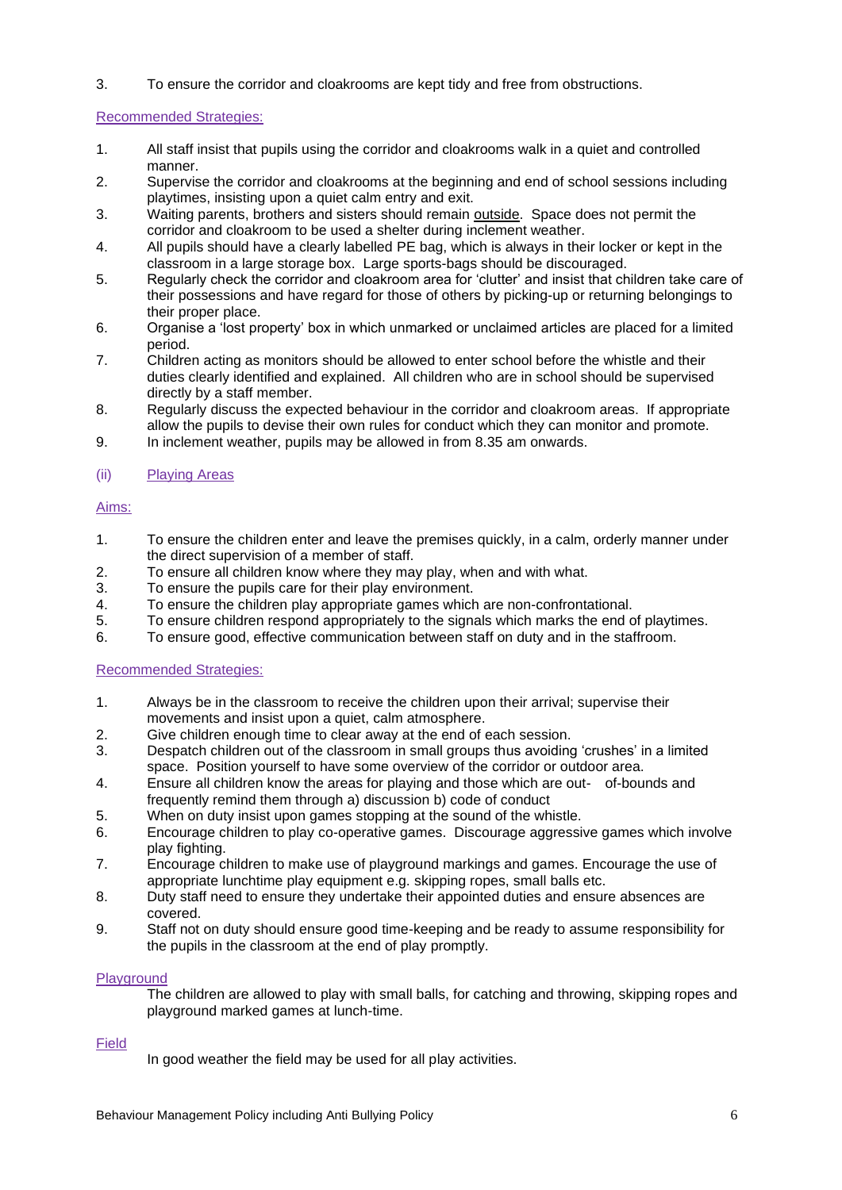3. To ensure the corridor and cloakrooms are kept tidy and free from obstructions.

Recommended Strategies:

1. All staff insist that pupils using the corridor and cloakrooms walk in a quiet and controlled manner.
2. Supervise the corridor and cloakrooms at the beginning and end of school sessions including playtimes, insisting upon a quiet calm entry and exit.
3. Waiting parents, brothers and sisters should remain outside. Space does not permit the corridor and cloakroom to be used a shelter during inclement weather.
4. All pupils should have a clearly labelled PE bag, which is always in their locker or kept in the classroom in a large storage box. Large sports-bags should be discouraged.
5. Regularly check the corridor and cloakroom area for 'clutter' and insist that children take care of their possessions and have regard for those of others by picking-up or returning belongings to their proper place.
6. Organise a 'lost property' box in which unmarked or unclaimed articles are placed for a limited period.
7. Children acting as monitors should be allowed to enter school before the whistle and their duties clearly identified and explained. All children who are in school should be supervised directly by a staff member.
8. Regularly discuss the expected behaviour in the corridor and cloakroom areas. If appropriate allow the pupils to devise their own rules for conduct which they can monitor and promote.
9. In inclement weather, pupils may be allowed in from 8.35 am onwards.

(ii) Playing Areas

Aims:

1. To ensure the children enter and leave the premises quickly, in a calm, orderly manner under the direct supervision of a member of staff.
2. To ensure all children know where they may play, when and with what.
3. To ensure the pupils care for their play environment.
4. To ensure the children play appropriate games which are non-confrontational.
5. To ensure children respond appropriately to the signals which marks the end of playtimes.
6. To ensure good, effective communication between staff on duty and in the staffroom.

Recommended Strategies:

1. Always be in the classroom to receive the children upon their arrival; supervise their movements and insist upon a quiet, calm atmosphere.
2. Give children enough time to clear away at the end of each session.
3. Despatch children out of the classroom in small groups thus avoiding 'crushes' in a limited space. Position yourself to have some overview of the corridor or outdoor area.
4. Ensure all children know the areas for playing and those which are out- of-bounds and frequently remind them through a) discussion b) code of conduct
5. When on duty insist upon games stopping at the sound of the whistle.
6. Encourage children to play co-operative games. Discourage aggressive games which involve play fighting.
7. Encourage children to make use of playground markings and games. Encourage the use of appropriate lunchtime play equipment e.g. skipping ropes, small balls etc.
8. Duty staff need to ensure they undertake their appointed duties and ensure absences are covered.
9. Staff not on duty should ensure good time-keeping and be ready to assume responsibility for the pupils in the classroom at the end of play promptly.

Playground

The children are allowed to play with small balls, for catching and throwing, skipping ropes and playground marked games at lunch-time.

Field

In good weather the field may be used for all play activities.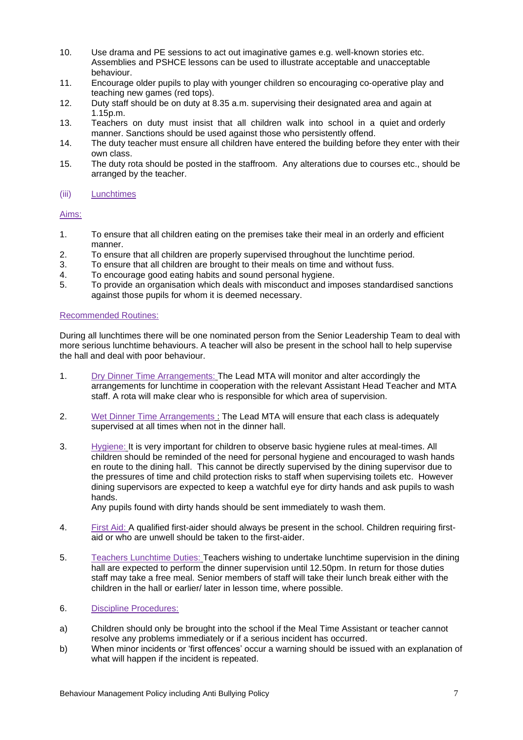10. Use drama and PE sessions to act out imaginative games e.g. well-known stories etc. Assemblies and PSHCE lessons can be used to illustrate acceptable and unacceptable behaviour.
11. Encourage older pupils to play with younger children so encouraging co-operative play and teaching new games (red tops).
12. Duty staff should be on duty at 8.35 a.m. supervising their designated area and again at 1.15p.m.
13. Teachers on duty must insist that all children walk into school in a quiet and orderly manner. Sanctions should be used against those who persistently offend.
14. The duty teacher must ensure all children have entered the building before they enter with their own class.
15. The duty rota should be posted in the staffroom. Any alterations due to courses etc., should be arranged by the teacher.

(iii) Lunchtimes

Aims:

1. To ensure that all children eating on the premises take their meal in an orderly and efficient manner.
2. To ensure that all children are properly supervised throughout the lunchtime period.
3. To ensure that all children are brought to their meals on time and without fuss.
4. To encourage good eating habits and sound personal hygiene.
5. To provide an organisation which deals with misconduct and imposes standardised sanctions against those pupils for whom it is deemed necessary.

Recommended Routines:

During all lunchtimes there will be one nominated person from the Senior Leadership Team to deal with more serious lunchtime behaviours. A teacher will also be present in the school hall to help supervise the hall and deal with poor behaviour.

1. Dry Dinner Time Arrangements: The Lead MTA will monitor and alter accordingly the arrangements for lunchtime in cooperation with the relevant Assistant Head Teacher and MTA staff. A rota will make clear who is responsible for which area of supervision.

2. Wet Dinner Time Arrangements : The Lead MTA will ensure that each class is adequately supervised at all times when not in the dinner hall.

3. Hygiene: It is very important for children to observe basic hygiene rules at meal-times. All children should be reminded of the need for personal hygiene and encouraged to wash hands en route to the dining hall. This cannot be directly supervised by the dining supervisor due to the pressures of time and child protection risks to staff when supervising toilets etc. However dining supervisors are expected to keep a watchful eye for dirty hands and ask pupils to wash hands.
   Any pupils found with dirty hands should be sent immediately to wash them.

4. First Aid: A qualified first-aider should always be present in the school. Children requiring first-aid or who are unwell should be taken to the first-aider.

5. Teachers Lunchtime Duties: Teachers wishing to undertake lunchtime supervision in the dining hall are expected to perform the dinner supervision until 12.50pm. In return for those duties staff may take a free meal. Senior members of staff will take their lunch break either with the children in the hall or earlier/ later in lesson time, where possible.

6. Discipline Procedures:

a) Children should only be brought into the school if the Meal Time Assistant or teacher cannot resolve any problems immediately or if a serious incident has occurred.

b) When minor incidents or 'first offences' occur a warning should be issued with an explanation of what will happen if the incident is repeated.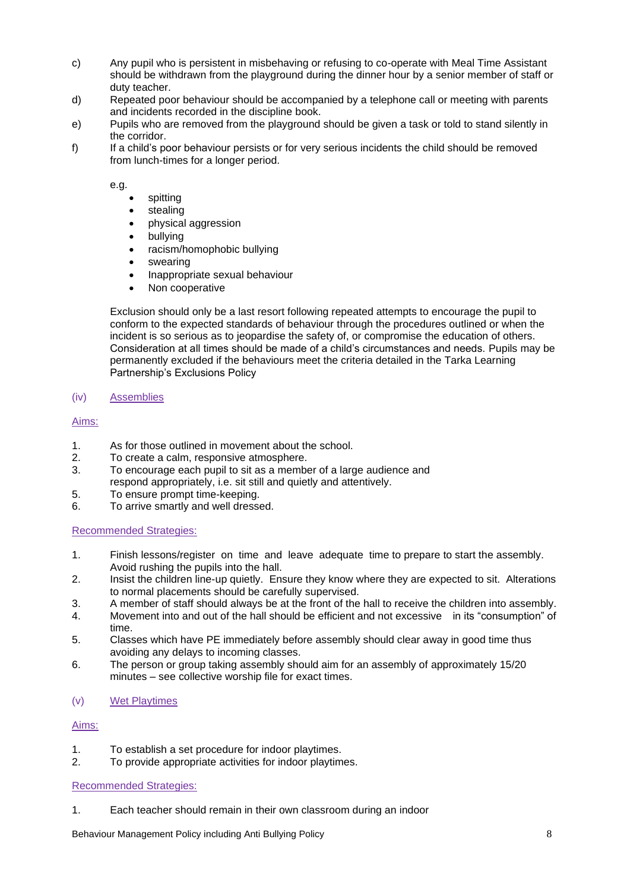c) Any pupil who is persistent in misbehaving or refusing to co-operate with Meal Time Assistant should be withdrawn from the playground during the dinner hour by a senior member of staff or duty teacher.

d) Repeated poor behaviour should be accompanied by a telephone call or meeting with parents and incidents recorded in the discipline book.

e) Pupils who are removed from the playground should be given a task or told to stand silently in the corridor.

f) If a child's poor behaviour persists or for very serious incidents the child should be removed from lunch-times for a longer period.

e.g.

- spitting
- stealing
- physical aggression
- bullying
- racism/homophobic bullying
- swearing
- Inappropriate sexual behaviour
- Non cooperative

Exclusion should only be a last resort following repeated attempts to encourage the pupil to conform to the expected standards of behaviour through the procedures outlined or when the incident is so serious as to jeopardise the safety of, or compromise the education of others. Consideration at all times should be made of a child's circumstances and needs. Pupils may be permanently excluded if the behaviours meet the criteria detailed in the Tarka Learning Partnership's Exclusions Policy

### (iv) Assemblies

**Aims:**

1. As for those outlined in movement about the school.
2. To create a calm, responsive atmosphere.
3. To encourage each pupil to sit as a member of a large audience and respond appropriately, i.e. sit still and quietly and attentively.
5. To ensure prompt time-keeping.
6. To arrive smartly and well dressed.

**Recommended Strategies:**

1. Finish lessons/register on time and leave adequate time to prepare to start the assembly. Avoid rushing the pupils into the hall.
2. Insist the children line-up quietly. Ensure they know where they are expected to sit. Alterations to normal placements should be carefully supervised.
3. A member of staff should always be at the front of the hall to receive the children into assembly.
4. Movement into and out of the hall should be efficient and not excessive in its "consumption" of time.
5. Classes which have PE immediately before assembly should clear away in good time thus avoiding any delays to incoming classes.
6. The person or group taking assembly should aim for an assembly of approximately 15/20 minutes – see collective worship file for exact times.

### (v) Wet Playtimes

**Aims:**

1. To establish a set procedure for indoor playtimes.
2. To provide appropriate activities for indoor playtimes.

**Recommended Strategies:**

1. Each teacher should remain in their own classroom during an indoor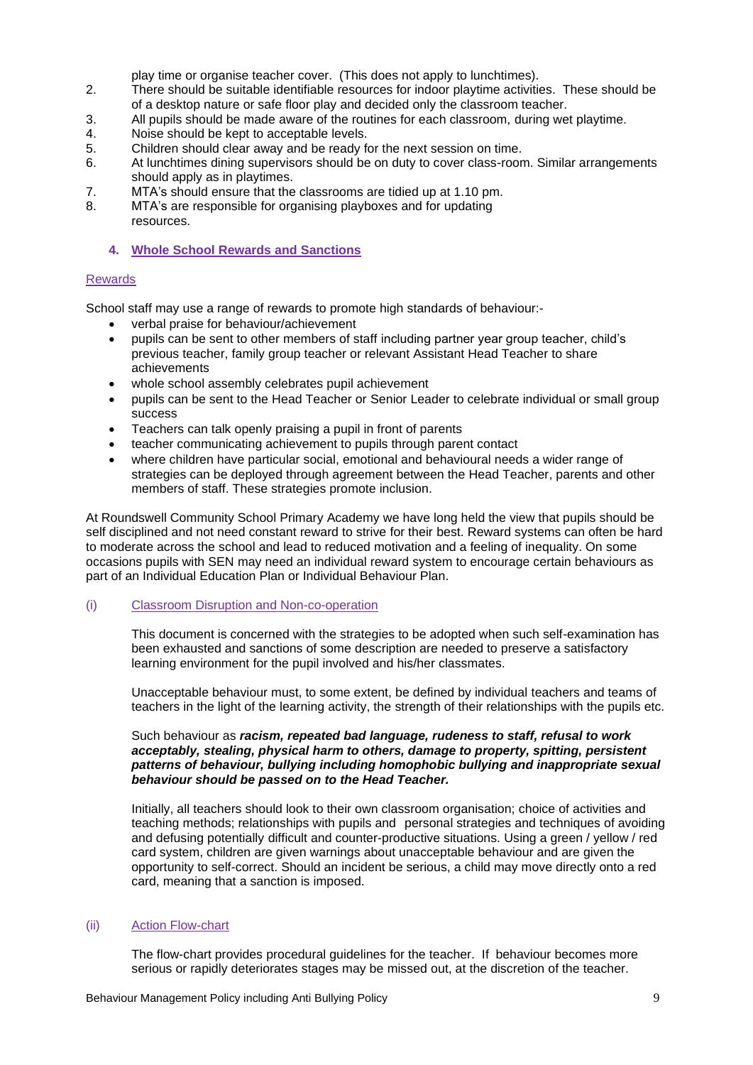play time or organise teacher cover. (This does not apply to lunchtimes).

2. There should be suitable identifiable resources for indoor playtime activities. These should be of a desktop nature or safe floor play and decided only the classroom teacher.
3. All pupils should be made aware of the routines for each classroom, during wet playtime.
4. Noise should be kept to acceptable levels.
5. Children should clear away and be ready for the next session on time.
6. At lunchtimes dining supervisors should be on duty to cover class-room. Similar arrangements should apply as in playtimes.
7. MTA's should ensure that the classrooms are tidied up at 1.10 pm.
8. MTA's are responsible for organising playboxes and for updating resources.

## 4. Whole School Rewards and Sanctions

### Rewards

School staff may use a range of rewards to promote high standards of behaviour:-

- verbal praise for behaviour/achievement
- pupils can be sent to other members of staff including partner year group teacher, child's previous teacher, family group teacher or relevant Assistant Head Teacher to share achievements
- whole school assembly celebrates pupil achievement
- pupils can be sent to the Head Teacher or Senior Leader to celebrate individual or small group success
- Teachers can talk openly praising a pupil in front of parents
- teacher communicating achievement to pupils through parent contact
- where children have particular social, emotional and behavioural needs a wider range of strategies can be deployed through agreement between the Head Teacher, parents and other members of staff. These strategies promote inclusion.

At Roundswell Community School Primary Academy we have long held the view that pupils should be self disciplined and not need constant reward to strive for their best. Reward systems can often be hard to moderate across the school and lead to reduced motivation and a feeling of inequality. On some occasions pupils with SEN may need an individual reward system to encourage certain behaviours as part of an Individual Education Plan or Individual Behaviour Plan.

### (i) Classroom Disruption and Non-co-operation

This document is concerned with the strategies to be adopted when such self-examination has been exhausted and sanctions of some description are needed to preserve a satisfactory learning environment for the pupil involved and his/her classmates.

Unacceptable behaviour must, to some extent, be defined by individual teachers and teams of teachers in the light of the learning activity, the strength of their relationships with the pupils etc.

Such behaviour as ***racism, repeated bad language, rudeness to staff, refusal to work acceptably, stealing, physical harm to others, damage to property, spitting, persistent patterns of behaviour, bullying including homophobic bullying and inappropriate sexual behaviour should be passed on to the Head Teacher.***

Initially, all teachers should look to their own classroom organisation; choice of activities and teaching methods; relationships with pupils and personal strategies and techniques of avoiding and defusing potentially difficult and counter-productive situations. Using a green / yellow / red card system, children are given warnings about unacceptable behaviour and are given the opportunity to self-correct. Should an incident be serious, a child may move directly onto a red card, meaning that a sanction is imposed.

### (ii) Action Flow-chart

The flow-chart provides procedural guidelines for the teacher. If behaviour becomes more serious or rapidly deteriorates stages may be missed out, at the discretion of the teacher.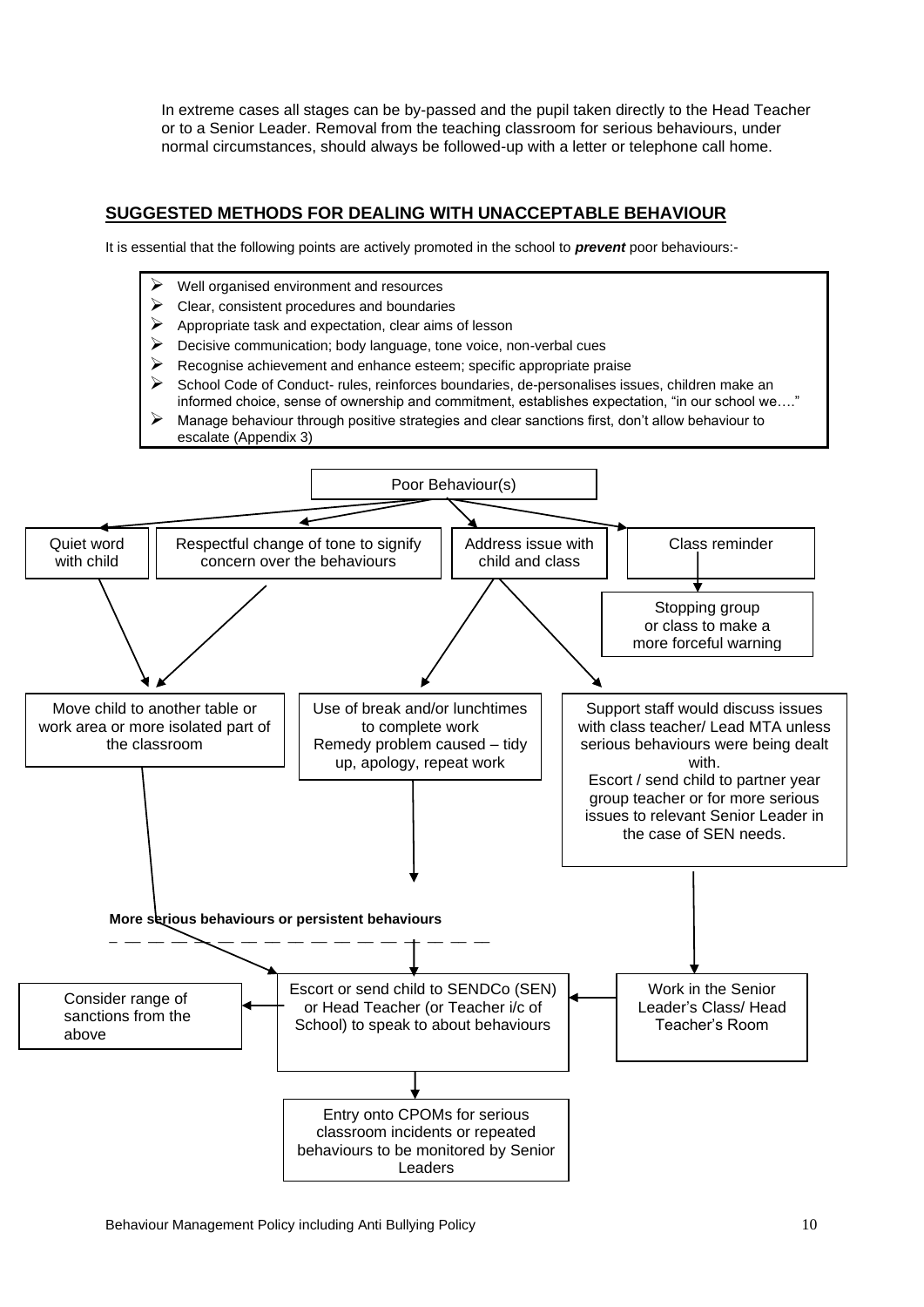In extreme cases all stages can be by-passed and the pupil taken directly to the Head Teacher or to a Senior Leader. Removal from the teaching classroom for serious behaviours, under normal circumstances, should always be followed-up with a letter or telephone call home.

## SUGGESTED METHODS FOR DEALING WITH UNACCEPTABLE BEHAVIOUR

It is essential that the following points are actively promoted in the school to ***prevent*** poor behaviours:-

- Well organised environment and resources
- Clear, consistent procedures and boundaries
- Appropriate task and expectation, clear aims of lesson
- Decisive communication; body language, tone voice, non-verbal cues
- Recognise achievement and enhance esteem; specific appropriate praise
- School Code of Conduct- rules, reinforces boundaries, de-personalises issues, children make an informed choice, sense of ownership and commitment, establishes expectation, "in our school we…."
- Manage behaviour through positive strategies and clear sanctions first, don't allow behaviour to escalate (Appendix 3)

Poor Behaviour(s)

Quiet word with child

Respectful change of tone to signify concern over the behaviours

Address issue with child and class

Class reminder

Stopping group or class to make a more forceful warning

Move child to another table or work area or more isolated part of the classroom

Use of break and/or lunchtimes to complete work
Remedy problem caused – tidy up, apology, repeat work

Support staff would discuss issues with class teacher/ Lead MTA unless serious behaviours were being dealt with.
Escort / send child to partner year group teacher or for more serious issues to relevant Senior Leader in the case of SEN needs.

**More serious behaviours or persistent behaviours**

Consider range of sanctions from the above

Escort or send child to SENDCo (SEN) or Head Teacher (or Teacher i/c of School) to speak to about behaviours

Work in the Senior Leader's Class/ Head Teacher's Room

Entry onto CPOMs for serious classroom incidents or repeated behaviours to be monitored by Senior Leaders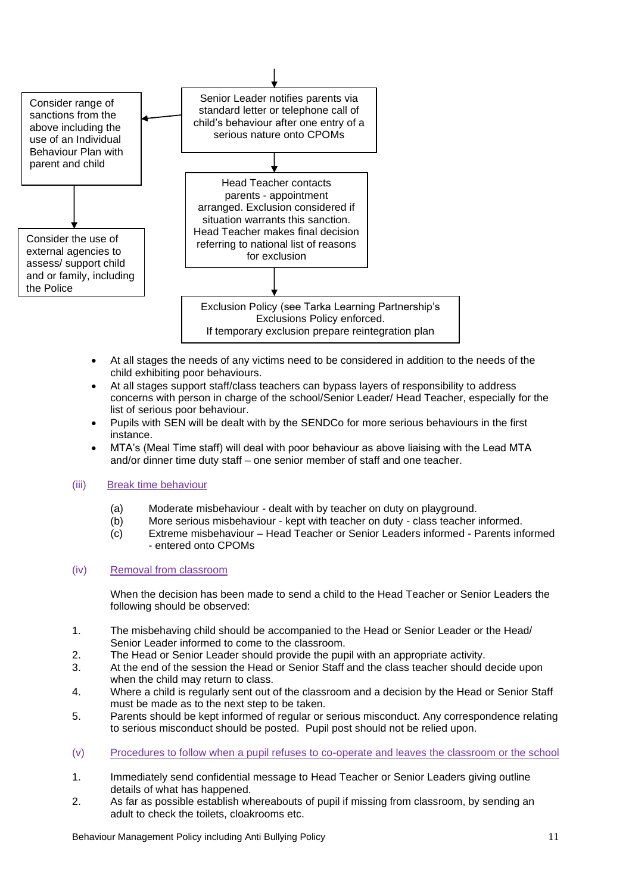Senior Leader notifies parents via standard letter or telephone call of child's behaviour after one entry of a serious nature onto CPOMs

→ Consider range of sanctions from the above including the use of an Individual Behaviour Plan with parent and child

→ Consider the use of external agencies to assess/ support child and or family, including the Police

↓

Head Teacher contacts parents - appointment arranged. Exclusion considered if situation warrants this sanction. Head Teacher makes final decision referring to national list of reasons for exclusion

↓

Exclusion Policy (see Tarka Learning Partnership's Exclusions Policy enforced.
If temporary exclusion prepare reintegration plan

- At all stages the needs of any victims need to be considered in addition to the needs of the child exhibiting poor behaviours.
- At all stages support staff/class teachers can bypass layers of responsibility to address concerns with person in charge of the school/Senior Leader/ Head Teacher, especially for the list of serious poor behaviour.
- Pupils with SEN will be dealt with by the SENDCo for more serious behaviours in the first instance.
- MTA's (Meal Time staff) will deal with poor behaviour as above liaising with the Lead MTA and/or dinner time duty staff – one senior member of staff and one teacher.

### (iii) Break time behaviour

(a) Moderate misbehaviour - dealt with by teacher on duty on playground.
(b) More serious misbehaviour - kept with teacher on duty - class teacher informed.
(c) Extreme misbehaviour – Head Teacher or Senior Leaders informed - Parents informed - entered onto CPOMs

### (iv) Removal from classroom

When the decision has been made to send a child to the Head Teacher or Senior Leaders the following should be observed:

1. The misbehaving child should be accompanied to the Head or Senior Leader or the Head/ Senior Leader informed to come to the classroom.
2. The Head or Senior Leader should provide the pupil with an appropriate activity.
3. At the end of the session the Head or Senior Staff and the class teacher should decide upon when the child may return to class.
4. Where a child is regularly sent out of the classroom and a decision by the Head or Senior Staff must be made as to the next step to be taken.
5. Parents should be kept informed of regular or serious misconduct. Any correspondence relating to serious misconduct should be posted. Pupil post should not be relied upon.

### (v) Procedures to follow when a pupil refuses to co-operate and leaves the classroom or the school

1. Immediately send confidential message to Head Teacher or Senior Leaders giving outline details of what has happened.
2. As far as possible establish whereabouts of pupil if missing from classroom, by sending an adult to check the toilets, cloakrooms etc.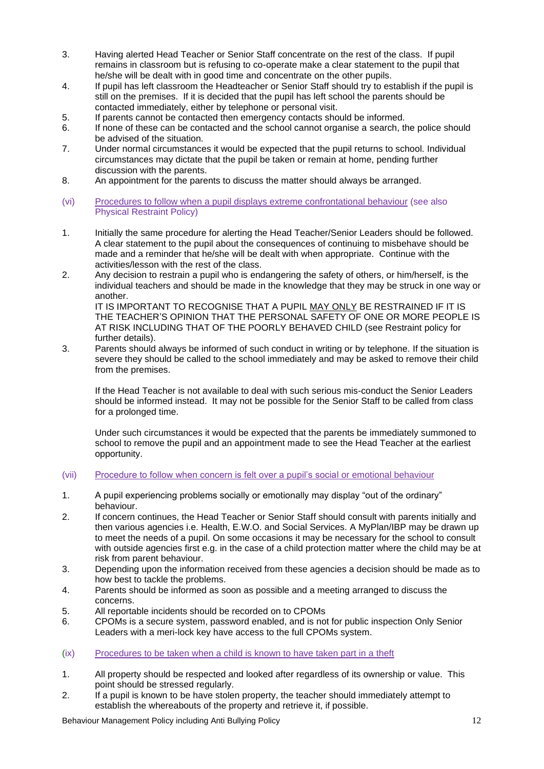3. Having alerted Head Teacher or Senior Staff concentrate on the rest of the class. If pupil remains in classroom but is refusing to co-operate make a clear statement to the pupil that he/she will be dealt with in good time and concentrate on the other pupils.
4. If pupil has left classroom the Headteacher or Senior Staff should try to establish if the pupil is still on the premises. If it is decided that the pupil has left school the parents should be contacted immediately, either by telephone or personal visit.
5. If parents cannot be contacted then emergency contacts should be informed.
6. If none of these can be contacted and the school cannot organise a search, the police should be advised of the situation.
7. Under normal circumstances it would be expected that the pupil returns to school. Individual circumstances may dictate that the pupil be taken or remain at home, pending further discussion with the parents.
8. An appointment for the parents to discuss the matter should always be arranged.

### (vi) Procedures to follow when a pupil displays extreme confrontational behaviour (see also Physical Restraint Policy)

1. Initially the same procedure for alerting the Head Teacher/Senior Leaders should be followed. A clear statement to the pupil about the consequences of continuing to misbehave should be made and a reminder that he/she will be dealt with when appropriate. Continue with the activities/lesson with the rest of the class.
2. Any decision to restrain a pupil who is endangering the safety of others, or him/herself, is the individual teachers and should be made in the knowledge that they may be struck in one way or another.
   IT IS IMPORTANT TO RECOGNISE THAT A PUPIL MAY ONLY BE RESTRAINED IF IT IS THE TEACHER'S OPINION THAT THE PERSONAL SAFETY OF ONE OR MORE PEOPLE IS AT RISK INCLUDING THAT OF THE POORLY BEHAVED CHILD (see Restraint policy for further details).
3. Parents should always be informed of such conduct in writing or by telephone. If the situation is severe they should be called to the school immediately and may be asked to remove their child from the premises.

   If the Head Teacher is not available to deal with such serious mis-conduct the Senior Leaders should be informed instead. It may not be possible for the Senior Staff to be called from class for a prolonged time.

   Under such circumstances it would be expected that the parents be immediately summoned to school to remove the pupil and an appointment made to see the Head Teacher at the earliest opportunity.

### (vii) Procedure to follow when concern is felt over a pupil's social or emotional behaviour

1. A pupil experiencing problems socially or emotionally may display "out of the ordinary" behaviour.
2. If concern continues, the Head Teacher or Senior Staff should consult with parents initially and then various agencies i.e. Health, E.W.O. and Social Services. A MyPlan/IBP may be drawn up to meet the needs of a pupil. On some occasions it may be necessary for the school to consult with outside agencies first e.g. in the case of a child protection matter where the child may be at risk from parent behaviour.
3. Depending upon the information received from these agencies a decision should be made as to how best to tackle the problems.
4. Parents should be informed as soon as possible and a meeting arranged to discuss the concerns.
5. All reportable incidents should be recorded on to CPOMs
6. CPOMs is a secure system, password enabled, and is not for public inspection Only Senior Leaders with a meri-lock key have access to the full CPOMs system.

### (ix) Procedures to be taken when a child is known to have taken part in a theft

1. All property should be respected and looked after regardless of its ownership or value. This point should be stressed regularly.
2. If a pupil is known to be have stolen property, the teacher should immediately attempt to establish the whereabouts of the property and retrieve it, if possible.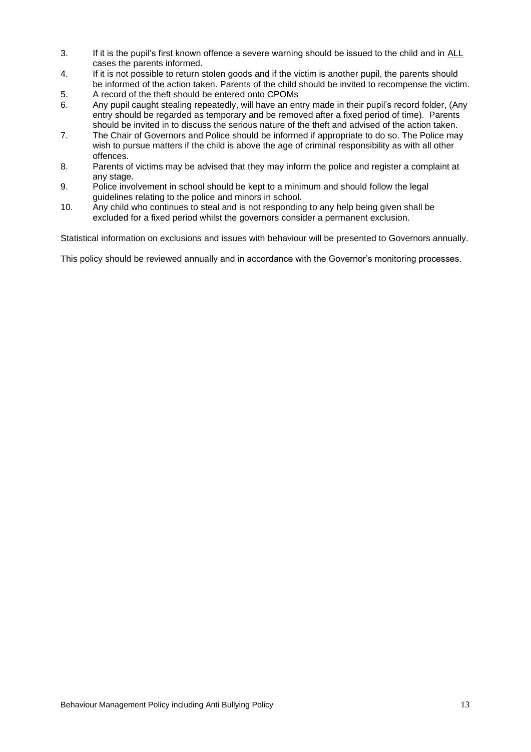3. If it is the pupil's first known offence a severe warning should be issued to the child and in ALL cases the parents informed.
4. If it is not possible to return stolen goods and if the victim is another pupil, the parents should be informed of the action taken. Parents of the child should be invited to recompense the victim.
5. A record of the theft should be entered onto CPOMs
6. Any pupil caught stealing repeatedly, will have an entry made in their pupil's record folder, (Any entry should be regarded as temporary and be removed after a fixed period of time). Parents should be invited in to discuss the serious nature of the theft and advised of the action taken.
7. The Chair of Governors and Police should be informed if appropriate to do so. The Police may wish to pursue matters if the child is above the age of criminal responsibility as with all other offences.
8. Parents of victims may be advised that they may inform the police and register a complaint at any stage.
9. Police involvement in school should be kept to a minimum and should follow the legal guidelines relating to the police and minors in school.
10. Any child who continues to steal and is not responding to any help being given shall be excluded for a fixed period whilst the governors consider a permanent exclusion.

Statistical information on exclusions and issues with behaviour will be presented to Governors annually.

This policy should be reviewed annually and in accordance with the Governor's monitoring processes.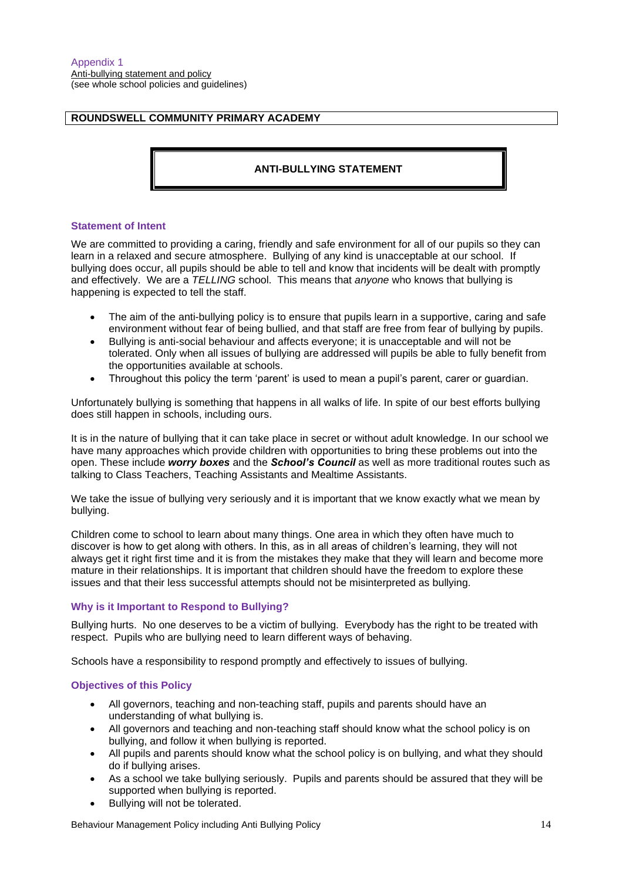Appendix 1

Anti-bullying statement and policy
(see whole school policies and guidelines)

**ROUNDSWELL COMMUNITY PRIMARY ACADEMY**

# ANTI-BULLYING STATEMENT

### Statement of Intent

We are committed to providing a caring, friendly and safe environment for all of our pupils so they can learn in a relaxed and secure atmosphere. Bullying of any kind is unacceptable at our school. If bullying does occur, all pupils should be able to tell and know that incidents will be dealt with promptly and effectively. We are a *TELLING* school. This means that *anyone* who knows that bullying is happening is expected to tell the staff.

- The aim of the anti-bullying policy is to ensure that pupils learn in a supportive, caring and safe environment without fear of being bullied, and that staff are free from fear of bullying by pupils.
- Bullying is anti-social behaviour and affects everyone; it is unacceptable and will not be tolerated. Only when all issues of bullying are addressed will pupils be able to fully benefit from the opportunities available at schools.
- Throughout this policy the term 'parent' is used to mean a pupil's parent, carer or guardian.

Unfortunately bullying is something that happens in all walks of life. In spite of our best efforts bullying does still happen in schools, including ours.

It is in the nature of bullying that it can take place in secret or without adult knowledge. In our school we have many approaches which provide children with opportunities to bring these problems out into the open. These include ***worry boxes*** and the ***School's Council*** as well as more traditional routes such as talking to Class Teachers, Teaching Assistants and Mealtime Assistants.

We take the issue of bullying very seriously and it is important that we know exactly what we mean by bullying.

Children come to school to learn about many things. One area in which they often have much to discover is how to get along with others. In this, as in all areas of children's learning, they will not always get it right first time and it is from the mistakes they make that they will learn and become more mature in their relationships. It is important that children should have the freedom to explore these issues and that their less successful attempts should not be misinterpreted as bullying.

### Why is it Important to Respond to Bullying?

Bullying hurts. No one deserves to be a victim of bullying. Everybody has the right to be treated with respect. Pupils who are bullying need to learn different ways of behaving.

Schools have a responsibility to respond promptly and effectively to issues of bullying.

### Objectives of this Policy

- All governors, teaching and non-teaching staff, pupils and parents should have an understanding of what bullying is.
- All governors and teaching and non-teaching staff should know what the school policy is on bullying, and follow it when bullying is reported.
- All pupils and parents should know what the school policy is on bullying, and what they should do if bullying arises.
- As a school we take bullying seriously. Pupils and parents should be assured that they will be supported when bullying is reported.
- Bullying will not be tolerated.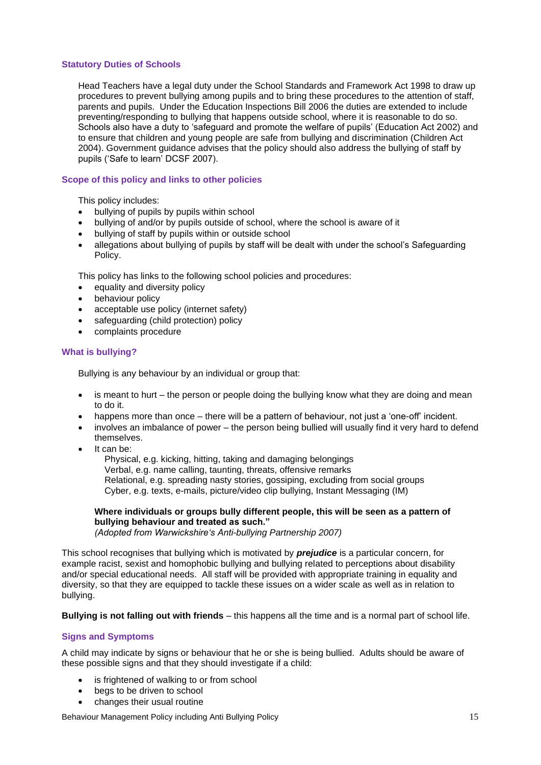### Statutory Duties of Schools

Head Teachers have a legal duty under the School Standards and Framework Act 1998 to draw up procedures to prevent bullying among pupils and to bring these procedures to the attention of staff, parents and pupils. Under the Education Inspections Bill 2006 the duties are extended to include preventing/responding to bullying that happens outside school, where it is reasonable to do so. Schools also have a duty to 'safeguard and promote the welfare of pupils' (Education Act 2002) and to ensure that children and young people are safe from bullying and discrimination (Children Act 2004). Government guidance advises that the policy should also address the bullying of staff by pupils ('Safe to learn' DCSF 2007).

### Scope of this policy and links to other policies

This policy includes:

- bullying of pupils by pupils within school
- bullying of and/or by pupils outside of school, where the school is aware of it
- bullying of staff by pupils within or outside school
- allegations about bullying of pupils by staff will be dealt with under the school's Safeguarding Policy.

This policy has links to the following school policies and procedures:

- equality and diversity policy
- behaviour policy
- acceptable use policy (internet safety)
- safeguarding (child protection) policy
- complaints procedure

### What is bullying?

Bullying is any behaviour by an individual or group that:

- is meant to hurt – the person or people doing the bullying know what they are doing and mean to do it.
- happens more than once – there will be a pattern of behaviour, not just a 'one-off' incident.
- involves an imbalance of power – the person being bullied will usually find it very hard to defend themselves.
- It can be:
  Physical, e.g. kicking, hitting, taking and damaging belongings
  Verbal, e.g. name calling, taunting, threats, offensive remarks
  Relational, e.g. spreading nasty stories, gossiping, excluding from social groups
  Cyber, e.g. texts, e-mails, picture/video clip bullying, Instant Messaging (IM)

**Where individuals or groups bully different people, this will be seen as a pattern of bullying behaviour and treated as such."**
*(Adopted from Warwickshire's Anti-bullying Partnership 2007)*

This school recognises that bullying which is motivated by ***prejudice*** is a particular concern, for example racist, sexist and homophobic bullying and bullying related to perceptions about disability and/or special educational needs. All staff will be provided with appropriate training in equality and diversity, so that they are equipped to tackle these issues on a wider scale as well as in relation to bullying.

**Bullying is not falling out with friends** – this happens all the time and is a normal part of school life.

### Signs and Symptoms

A child may indicate by signs or behaviour that he or she is being bullied. Adults should be aware of these possible signs and that they should investigate if a child:

- is frightened of walking to or from school
- begs to be driven to school
- changes their usual routine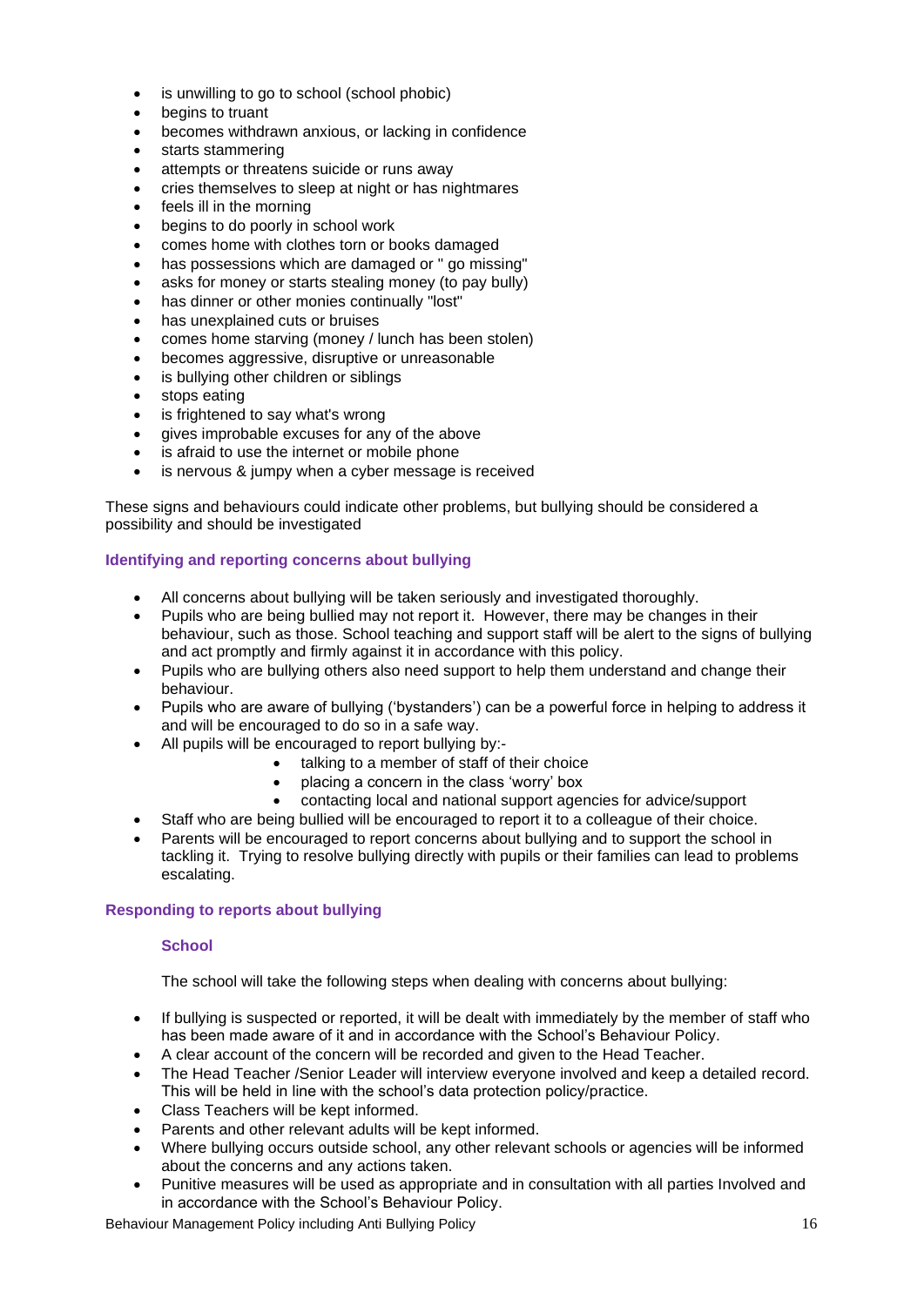- is unwilling to go to school (school phobic)
- begins to truant
- becomes withdrawn anxious, or lacking in confidence
- starts stammering
- attempts or threatens suicide or runs away
- cries themselves to sleep at night or has nightmares
- feels ill in the morning
- begins to do poorly in school work
- comes home with clothes torn or books damaged
- has possessions which are damaged or " go missing"
- asks for money or starts stealing money (to pay bully)
- has dinner or other monies continually "lost"
- has unexplained cuts or bruises
- comes home starving (money / lunch has been stolen)
- becomes aggressive, disruptive or unreasonable
- is bullying other children or siblings
- stops eating
- is frightened to say what's wrong
- gives improbable excuses for any of the above
- is afraid to use the internet or mobile phone
- is nervous & jumpy when a cyber message is received

These signs and behaviours could indicate other problems, but bullying should be considered a possibility and should be investigated

### Identifying and reporting concerns about bullying

- All concerns about bullying will be taken seriously and investigated thoroughly.
- Pupils who are being bullied may not report it. However, there may be changes in their behaviour, such as those. School teaching and support staff will be alert to the signs of bullying and act promptly and firmly against it in accordance with this policy.
- Pupils who are bullying others also need support to help them understand and change their behaviour.
- Pupils who are aware of bullying ('bystanders') can be a powerful force in helping to address it and will be encouraged to do so in a safe way.
- All pupils will be encouraged to report bullying by:-
    - talking to a member of staff of their choice
    - placing a concern in the class 'worry' box
    - contacting local and national support agencies for advice/support
- Staff who are being bullied will be encouraged to report it to a colleague of their choice.
- Parents will be encouraged to report concerns about bullying and to support the school in tackling it. Trying to resolve bullying directly with pupils or their families can lead to problems escalating.

### Responding to reports about bullying

#### School

The school will take the following steps when dealing with concerns about bullying:

- If bullying is suspected or reported, it will be dealt with immediately by the member of staff who has been made aware of it and in accordance with the School's Behaviour Policy.
- A clear account of the concern will be recorded and given to the Head Teacher.
- The Head Teacher /Senior Leader will interview everyone involved and keep a detailed record. This will be held in line with the school's data protection policy/practice.
- Class Teachers will be kept informed.
- Parents and other relevant adults will be kept informed.
- Where bullying occurs outside school, any other relevant schools or agencies will be informed about the concerns and any actions taken.
- Punitive measures will be used as appropriate and in consultation with all parties Involved and in accordance with the School's Behaviour Policy.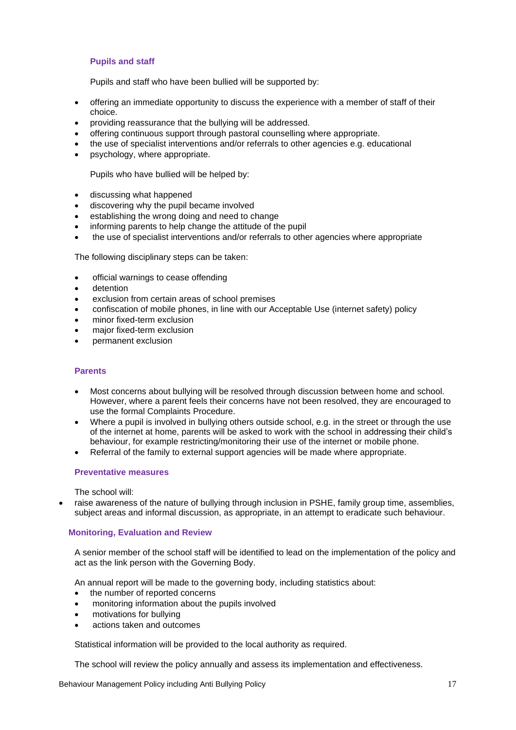### Pupils and staff

Pupils and staff who have been bullied will be supported by:

- offering an immediate opportunity to discuss the experience with a member of staff of their choice.
- providing reassurance that the bullying will be addressed.
- offering continuous support through pastoral counselling where appropriate.
- the use of specialist interventions and/or referrals to other agencies e.g. educational
- psychology, where appropriate.

Pupils who have bullied will be helped by:

- discussing what happened
- discovering why the pupil became involved
- establishing the wrong doing and need to change
- informing parents to help change the attitude of the pupil
- the use of specialist interventions and/or referrals to other agencies where appropriate

The following disciplinary steps can be taken:

- official warnings to cease offending
- detention
- exclusion from certain areas of school premises
- confiscation of mobile phones, in line with our Acceptable Use (internet safety) policy
- minor fixed-term exclusion
- major fixed-term exclusion
- permanent exclusion

### Parents

- Most concerns about bullying will be resolved through discussion between home and school. However, where a parent feels their concerns have not been resolved, they are encouraged to use the formal Complaints Procedure.
- Where a pupil is involved in bullying others outside school, e.g. in the street or through the use of the internet at home, parents will be asked to work with the school in addressing their child's behaviour, for example restricting/monitoring their use of the internet or mobile phone.
- Referral of the family to external support agencies will be made where appropriate.

### Preventative measures

The school will:

- raise awareness of the nature of bullying through inclusion in PSHE, family group time, assemblies, subject areas and informal discussion, as appropriate, in an attempt to eradicate such behaviour.

### Monitoring, Evaluation and Review

A senior member of the school staff will be identified to lead on the implementation of the policy and act as the link person with the Governing Body.

An annual report will be made to the governing body, including statistics about:

- the number of reported concerns
- monitoring information about the pupils involved
- motivations for bullying
- actions taken and outcomes

Statistical information will be provided to the local authority as required.

The school will review the policy annually and assess its implementation and effectiveness.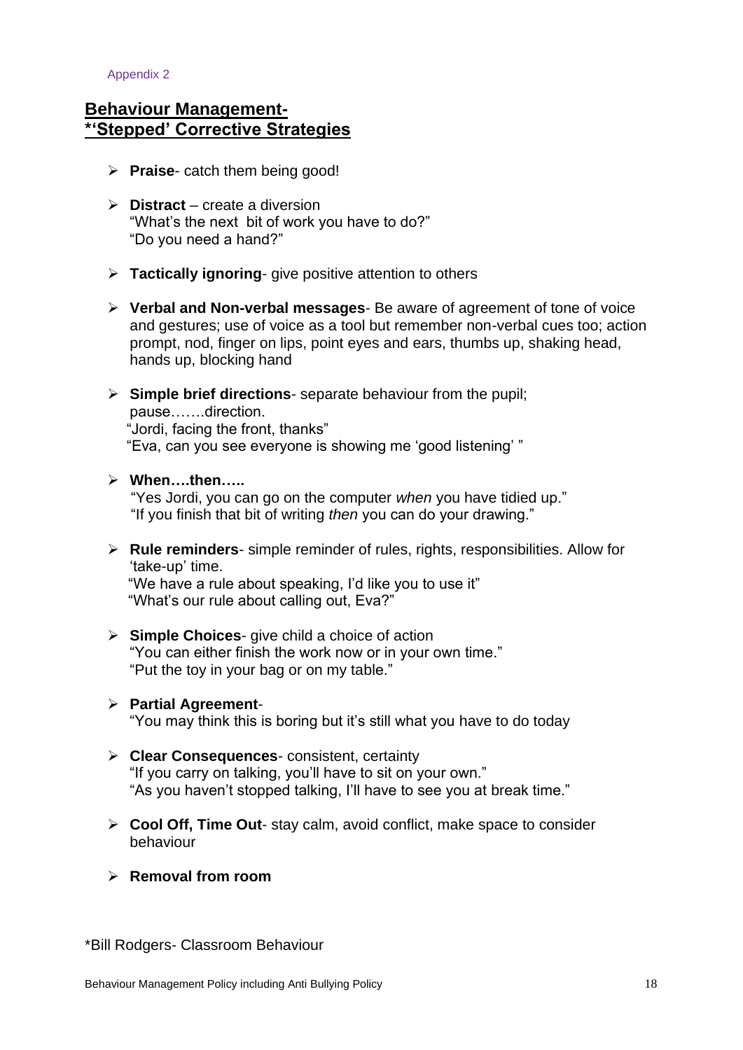Appendix 2

## Behaviour Management- *'Stepped' Corrective Strategies

- **Praise**- catch them being good!

- **Distract** – create a diversion
  "What's the next bit of work you have to do?"
  "Do you need a hand?"

- **Tactically ignoring**- give positive attention to others

- **Verbal and Non-verbal messages**- Be aware of agreement of tone of voice and gestures; use of voice as a tool but remember non-verbal cues too; action prompt, nod, finger on lips, point eyes and ears, thumbs up, shaking head, hands up, blocking hand

- **Simple brief directions**- separate behaviour from the pupil; pause…….direction.
  "Jordi, facing the front, thanks"
  "Eva, can you see everyone is showing me 'good listening' "

- **When….then…..**
  "Yes Jordi, you can go on the computer *when* you have tidied up."
  "If you finish that bit of writing *then* you can do your drawing."

- **Rule reminders**- simple reminder of rules, rights, responsibilities. Allow for 'take-up' time.
  "We have a rule about speaking, I'd like you to use it"
  "What's our rule about calling out, Eva?"

- **Simple Choices**- give child a choice of action
  "You can either finish the work now or in your own time."
  "Put the toy in your bag or on my table."

- **Partial Agreement**-
  "You may think this is boring but it's still what you have to do today

- **Clear Consequences**- consistent, certainty
  "If you carry on talking, you'll have to sit on your own."
  "As you haven't stopped talking, I'll have to see you at break time."

- **Cool Off, Time Out**- stay calm, avoid conflict, make space to consider behaviour

- **Removal from room**

*Bill Rodgers- Classroom Behaviour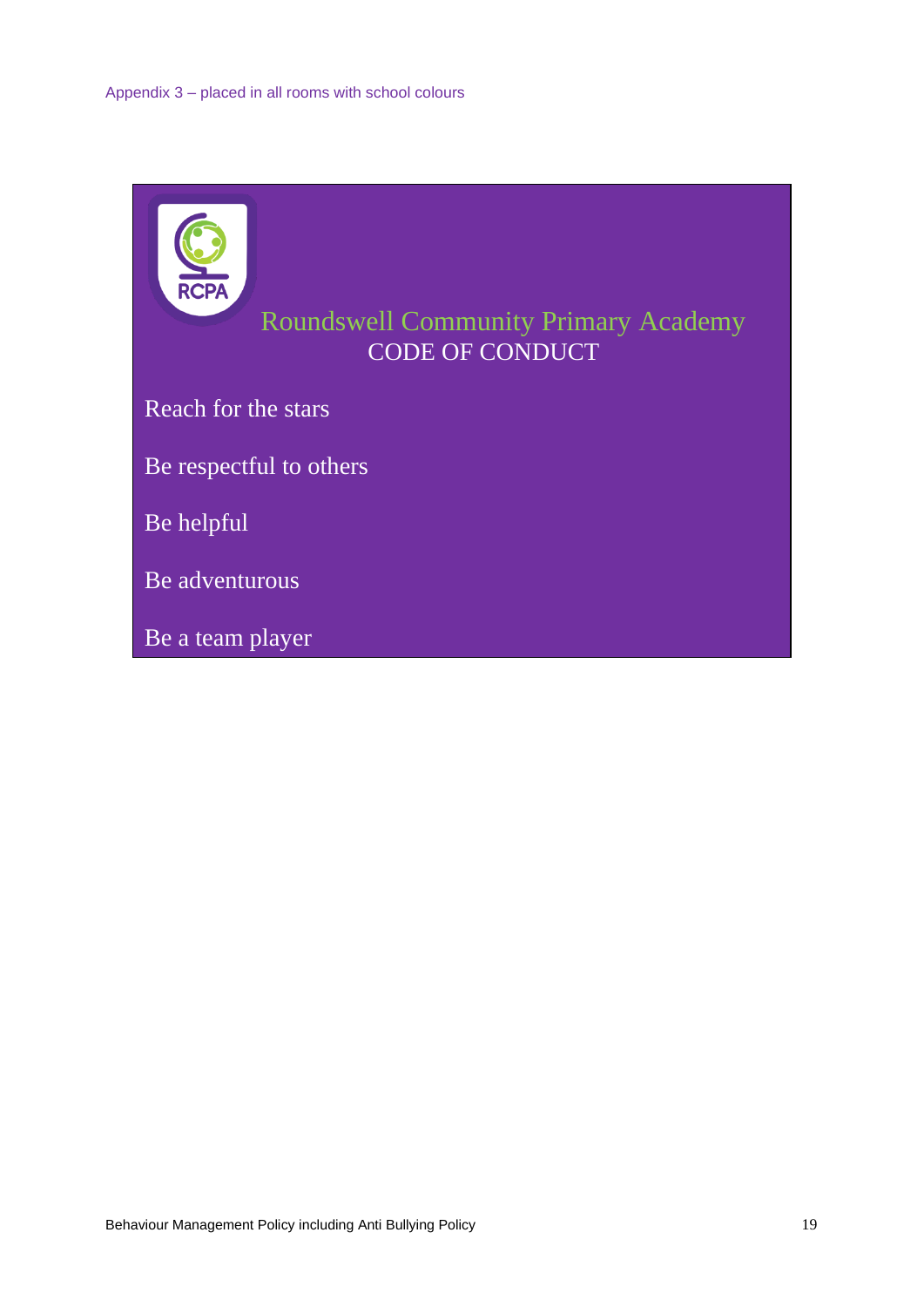Appendix 3 – placed in all rooms with school colours

RCPA

## Roundswell Community Primary Academy

### CODE OF CONDUCT

Reach for the stars

Be respectful to others

Be helpful

Be adventurous

Be a team player